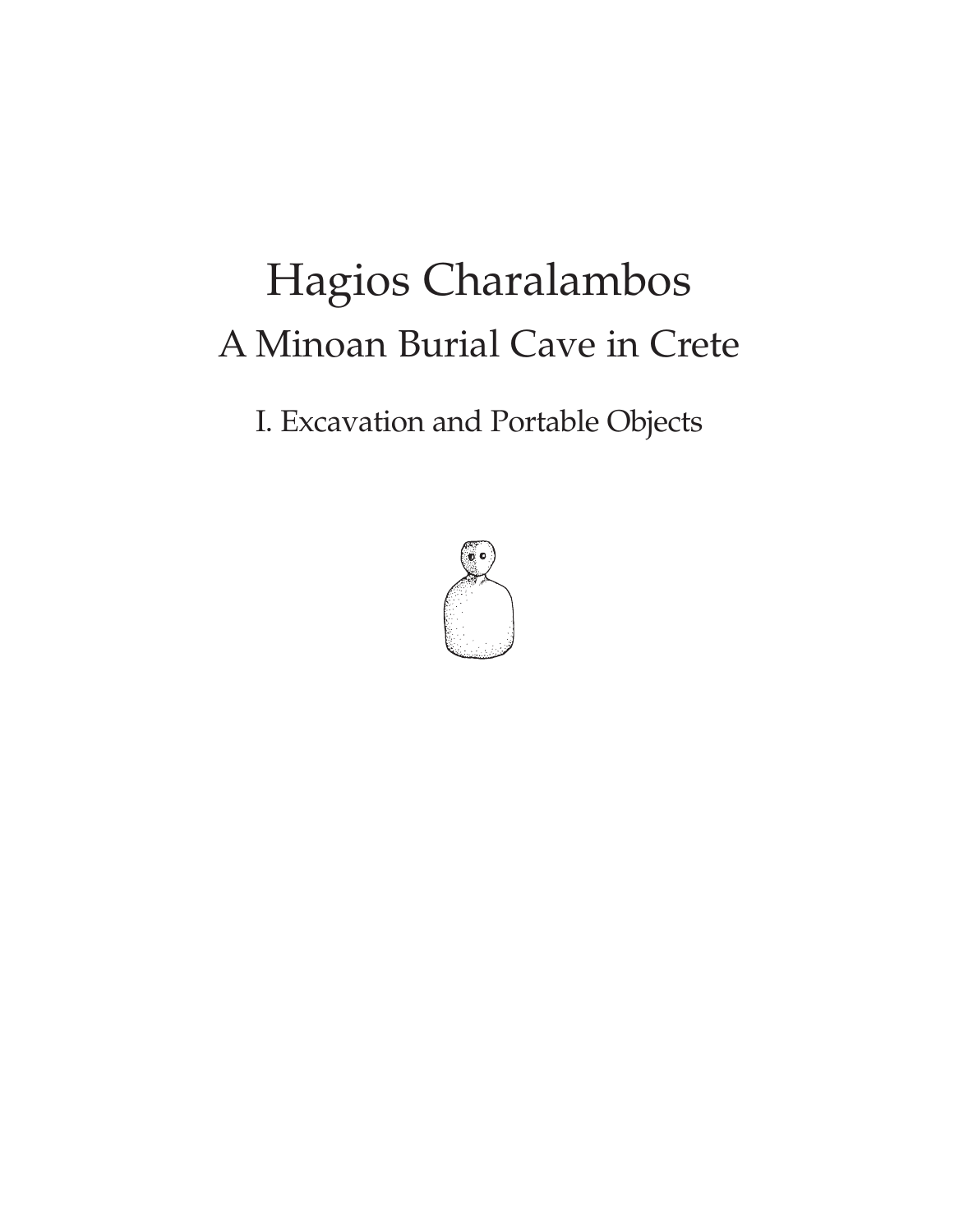# Hagios Charalambos

## A Minoan Burial Cave in Crete

### I. Excavation and Portable Objects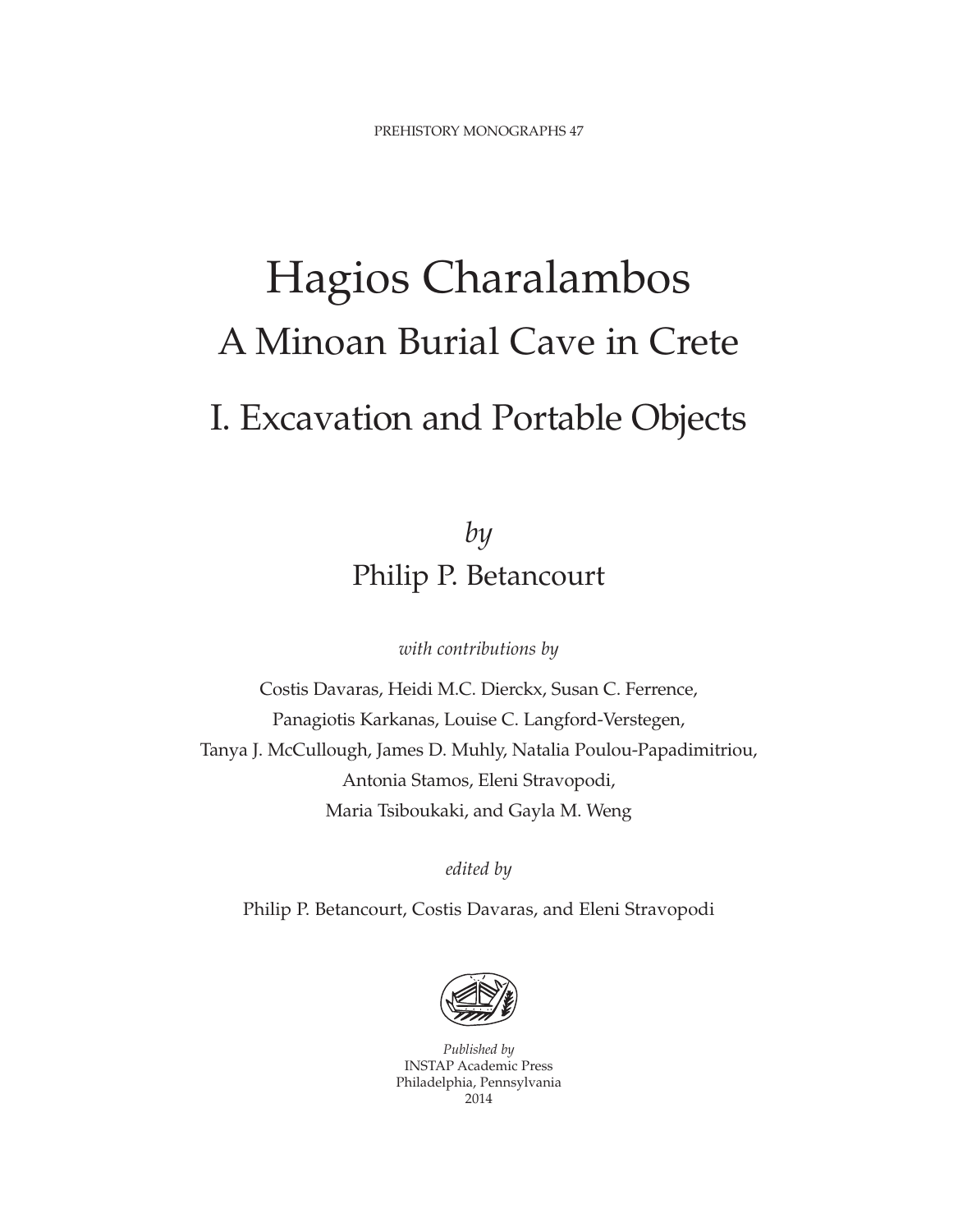PREHISTORY MONOGRAPHS 47

# Hagios Charalambos

## A Minoan Burial Cave in Crete

## I. Excavation and Portable Objects

*by*

Philip P. Betancourt

*with contributions by*

Costis Davaras, Heidi M.C. Dierckx, Susan C. Ferrence,
Panagiotis Karkanas, Louise C. Langford-Verstegen,
Tanya J. McCullough, James D. Muhly, Natalia Poulou-Papadimitriou,
Antonia Stamos, Eleni Stravopodi,
Maria Tsiboukaki, and Gayla M. Weng

*edited by*

Philip P. Betancourt, Costis Davaras, and Eleni Stravopodi

*Published by*
INSTAP Academic Press
Philadelphia, Pennsylvania
2014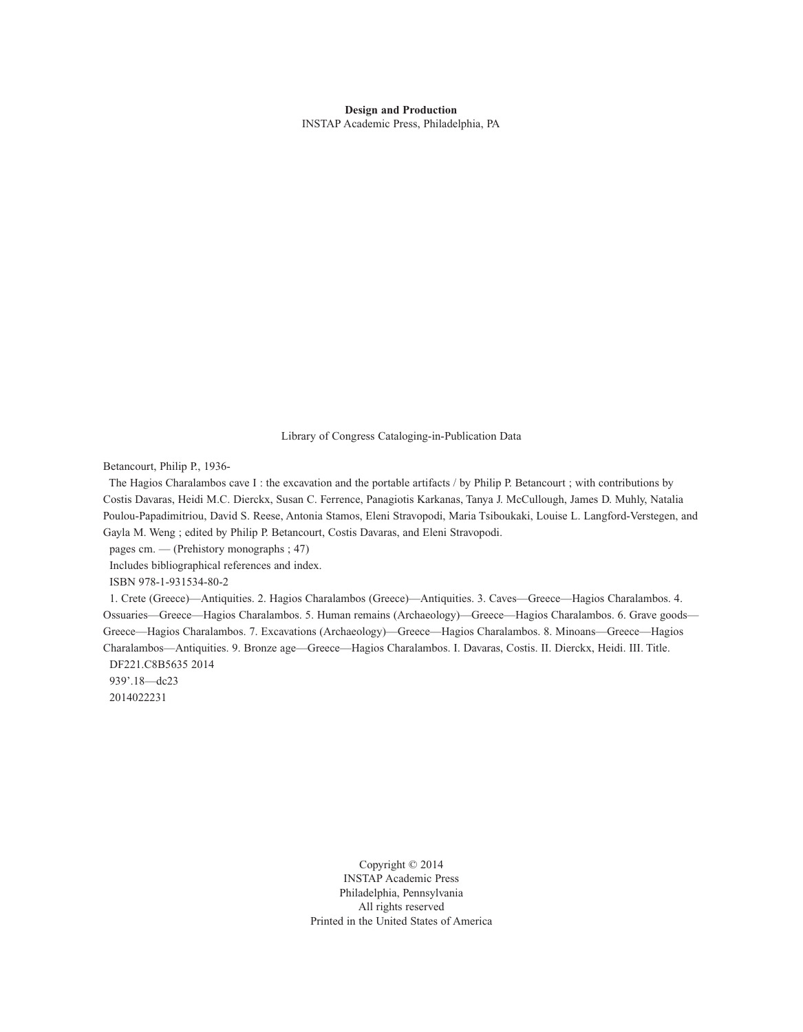**Design and Production**
INSTAP Academic Press, Philadelphia, PA

Library of Congress Cataloging-in-Publication Data

Betancourt, Philip P., 1936-

The Hagios Charalambos cave I : the excavation and the portable artifacts / by Philip P. Betancourt ; with contributions by Costis Davaras, Heidi M.C. Dierckx, Susan C. Ferrence, Panagiotis Karkanas, Tanya J. McCullough, James D. Muhly, Natalia Poulou-Papadimitriou, David S. Reese, Antonia Stamos, Eleni Stravopodi, Maria Tsiboukaki, Louise L. Langford-Verstegen, and Gayla M. Weng ; edited by Philip P. Betancourt, Costis Davaras, and Eleni Stravopodi.

pages cm. — (Prehistory monographs ; 47)

Includes bibliographical references and index.

ISBN 978-1-931534-80-2

1. Crete (Greece)—Antiquities. 2. Hagios Charalambos (Greece)—Antiquities. 3. Caves—Greece—Hagios Charalambos. 4. Ossuaries—Greece—Hagios Charalambos. 5. Human remains (Archaeology)—Greece—Hagios Charalambos. 6. Grave goods—Greece—Hagios Charalambos. 7. Excavations (Archaeology)—Greece—Hagios Charalambos. 8. Minoans—Greece—Hagios Charalambos—Antiquities. 9. Bronze age—Greece—Hagios Charalambos. I. Davaras, Costis. II. Dierckx, Heidi. III. Title.

DF221.C8B5635 2014

939'.18—dc23

2014022231

Copyright © 2014
INSTAP Academic Press
Philadelphia, Pennsylvania
All rights reserved
Printed in the United States of America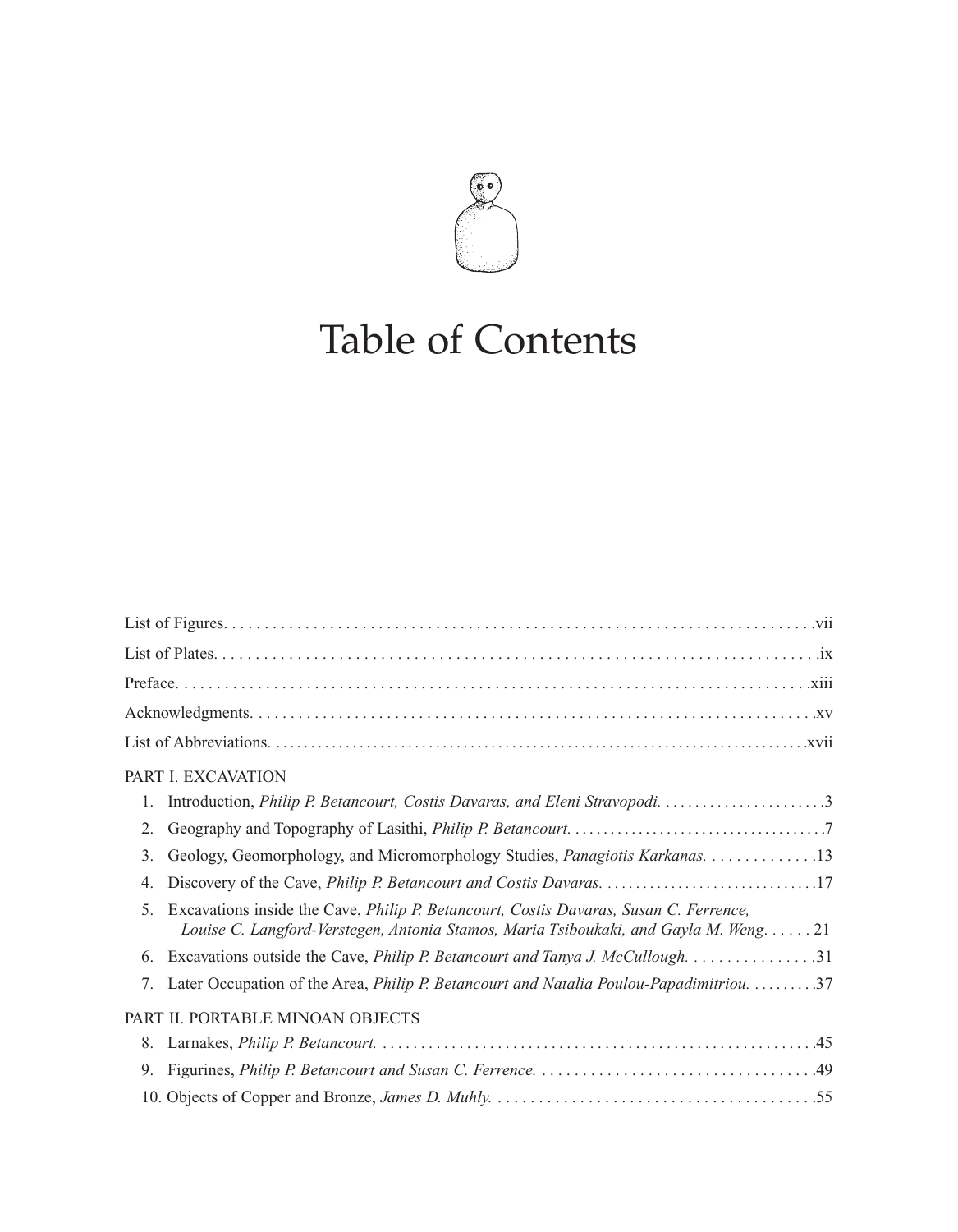# Table of Contents

List of Figures. . . . . . . . . . . . . . . . . . . . . . . . . . . . . . . . . . . . . . . . . . . . . . . . . . . . . . . . . . . . . . . . . . . . . . . . .vii

List of Plates. . . . . . . . . . . . . . . . . . . . . . . . . . . . . . . . . . . . . . . . . . . . . . . . . . . . . . . . . . . . . . . . . . . . . . . . . .ix

Preface. . . . . . . . . . . . . . . . . . . . . . . . . . . . . . . . . . . . . . . . . . . . . . . . . . . . . . . . . . . . . . . . . . . . . . . . . . . .xiii

Acknowledgments. . . . . . . . . . . . . . . . . . . . . . . . . . . . . . . . . . . . . . . . . . . . . . . . . . . . . . . . . . . . . . . . . . . .xv

List of Abbreviations. . . . . . . . . . . . . . . . . . . . . . . . . . . . . . . . . . . . . . . . . . . . . . . . . . . . . . . . . . . . . . . . .xvii

PART I. EXCAVATION

1. Introduction, *Philip P. Betancourt, Costis Davaras, and Eleni Stravopodi.* . . . . . . . . . . . . . . . . . . . . . .3
2. Geography and Topography of Lasithi, *Philip P. Betancourt.* . . . . . . . . . . . . . . . . . . . . . . . . . . . . . . . . . . .7
3. Geology, Geomorphology, and Micromorphology Studies, *Panagiotis Karkanas.* . . . . . . . . . . . . . .13
4. Discovery of the Cave, *Philip P. Betancourt and Costis Davaras.* . . . . . . . . . . . . . . . . . . . . . . . . . . . . .17
5. Excavations inside the Cave, *Philip P. Betancourt, Costis Davaras, Susan C. Ferrence, Louise C. Langford-Verstegen, Antonia Stamos, Maria Tsiboukaki, and Gayla M. Weng.* . . . . . . 21
6. Excavations outside the Cave, *Philip P. Betancourt and Tanya J. McCullough.* . . . . . . . . . . . . . . . .31
7. Later Occupation of the Area, *Philip P. Betancourt and Natalia Poulou-Papadimitriou.* . . . . . . . . .37

PART II. PORTABLE MINOAN OBJECTS

8. Larnakes, *Philip P. Betancourt.* . . . . . . . . . . . . . . . . . . . . . . . . . . . . . . . . . . . . . . . . . . . . . . . . . . . . . . .45
9. Figurines, *Philip P. Betancourt and Susan C. Ferrence.* . . . . . . . . . . . . . . . . . . . . . . . . . . . . . . . . . . .49
10. Objects of Copper and Bronze, *James D. Muhly.* . . . . . . . . . . . . . . . . . . . . . . . . . . . . . . . . . . . . . . . .55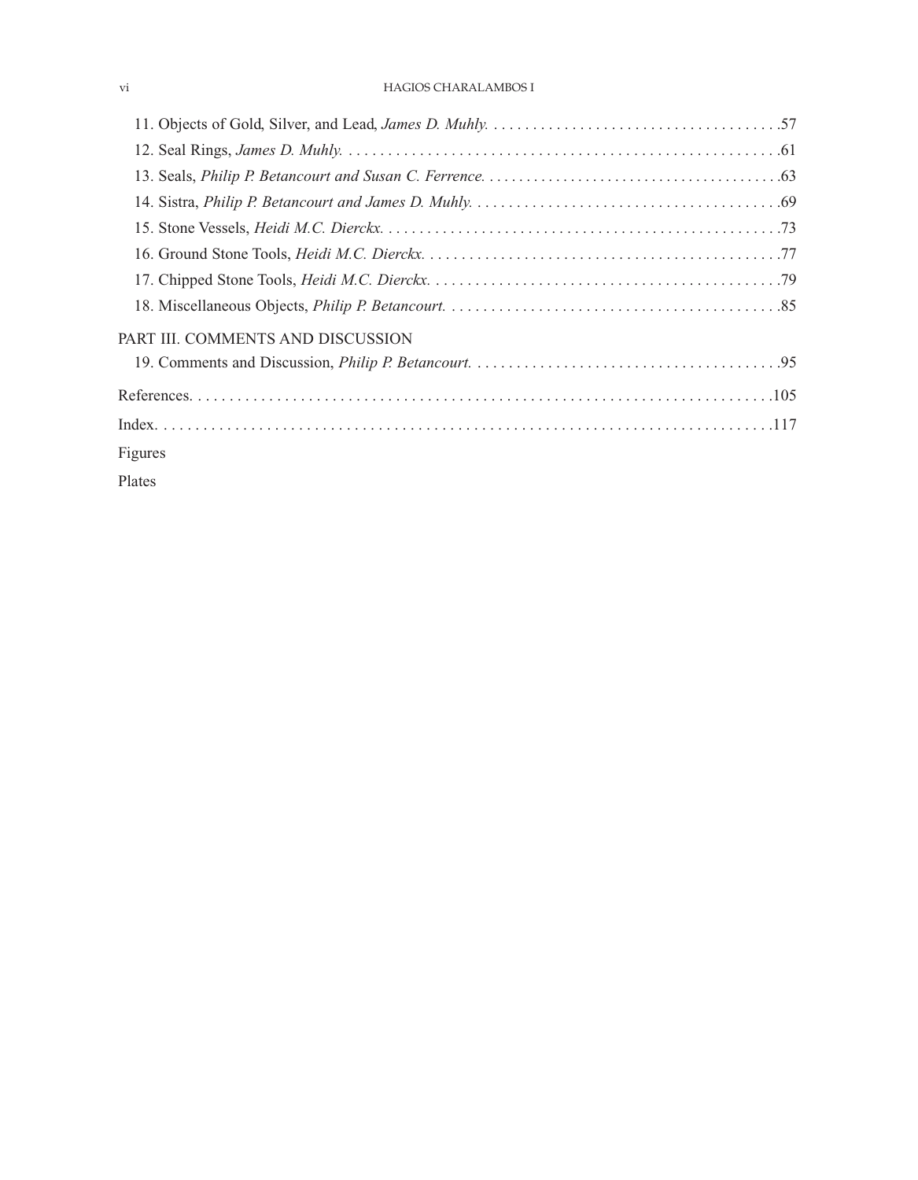11. Objects of Gold, Silver, and Lead, *James D. Muhly.* . . . . . . . . . . . . . . . . . . . . . . . . . . . . . . . . . . . . .57
12. Seal Rings, *James D. Muhly.* . . . . . . . . . . . . . . . . . . . . . . . . . . . . . . . . . . . . . . . . . . . . . . . . . . . . .61
13. Seals, *Philip P. Betancourt and Susan C. Ferrence.* . . . . . . . . . . . . . . . . . . . . . . . . . . . . . . . . . . . . . . .63
14. Sistra, *Philip P. Betancourt and James D. Muhly.* . . . . . . . . . . . . . . . . . . . . . . . . . . . . . . . . . . . . . . .69
15. Stone Vessels, *Heidi M.C. Dierckx.* . . . . . . . . . . . . . . . . . . . . . . . . . . . . . . . . . . . . . . . . . . . . . . . . . . .73
16. Ground Stone Tools, *Heidi M.C. Dierckx.* . . . . . . . . . . . . . . . . . . . . . . . . . . . . . . . . . . . . . . . . . . . . .77
17. Chipped Stone Tools, *Heidi M.C. Dierckx.* . . . . . . . . . . . . . . . . . . . . . . . . . . . . . . . . . . . . . . . . . . . .79
18. Miscellaneous Objects, *Philip P. Betancourt.* . . . . . . . . . . . . . . . . . . . . . . . . . . . . . . . . . . . . . . . . . .85

PART III. COMMENTS AND DISCUSSION

19. Comments and Discussion, *Philip P. Betancourt.* . . . . . . . . . . . . . . . . . . . . . . . . . . . . . . . . . . . . . . .95

References. . . . . . . . . . . . . . . . . . . . . . . . . . . . . . . . . . . . . . . . . . . . . . . . . . . . . . . . . . . . . . . . . . . . . . . .105

Index. . . . . . . . . . . . . . . . . . . . . . . . . . . . . . . . . . . . . . . . . . . . . . . . . . . . . . . . . . . . . . . . . . . . . . . . . . . .117

Figures

Plates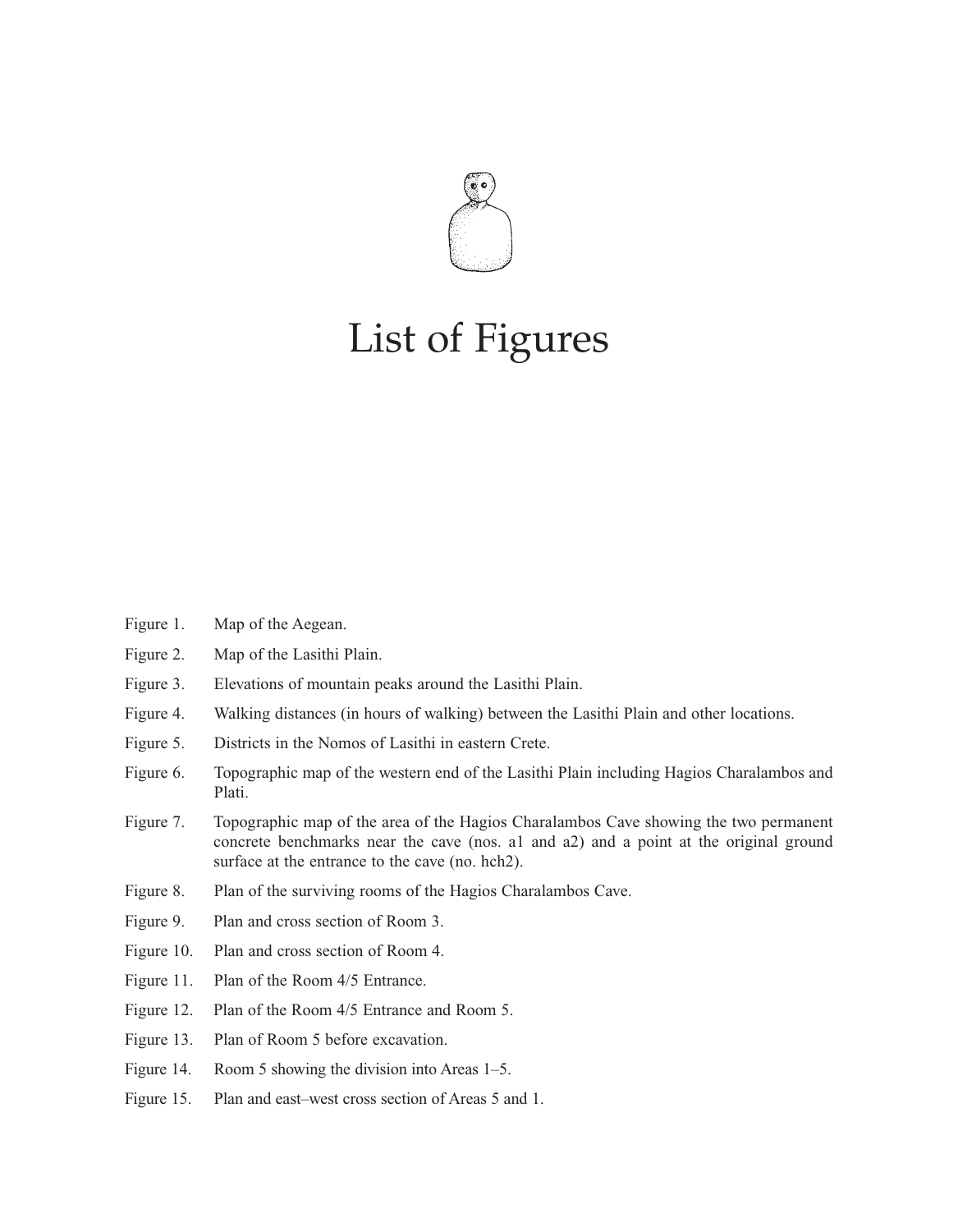# List of Figures

Figure 1. Map of the Aegean.

Figure 2. Map of the Lasithi Plain.

Figure 3. Elevations of mountain peaks around the Lasithi Plain.

Figure 4. Walking distances (in hours of walking) between the Lasithi Plain and other locations.

Figure 5. Districts in the Nomos of Lasithi in eastern Crete.

Figure 6. Topographic map of the western end of the Lasithi Plain including Hagios Charalambos and Plati.

Figure 7. Topographic map of the area of the Hagios Charalambos Cave showing the two permanent concrete benchmarks near the cave (nos. a1 and a2) and a point at the original ground surface at the entrance to the cave (no. hch2).

Figure 8. Plan of the surviving rooms of the Hagios Charalambos Cave.

Figure 9. Plan and cross section of Room 3.

Figure 10. Plan and cross section of Room 4.

Figure 11. Plan of the Room 4/5 Entrance.

Figure 12. Plan of the Room 4/5 Entrance and Room 5.

Figure 13. Plan of Room 5 before excavation.

Figure 14. Room 5 showing the division into Areas 1–5.

Figure 15. Plan and east–west cross section of Areas 5 and 1.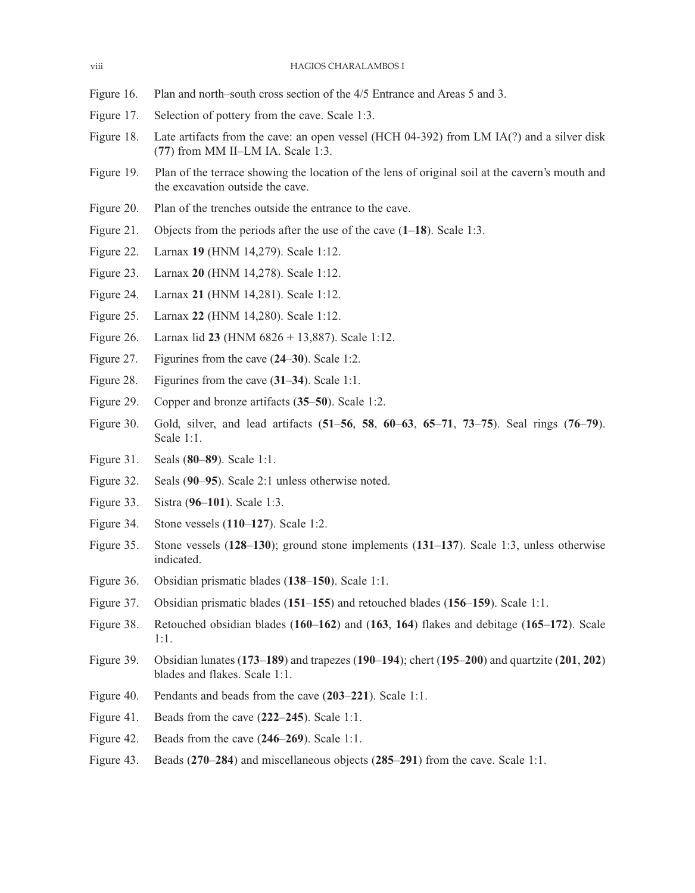Figure 16. Plan and north–south cross section of the 4/5 Entrance and Areas 5 and 3.

Figure 17. Selection of pottery from the cave. Scale 1:3.

Figure 18. Late artifacts from the cave: an open vessel (HCH 04-392) from LM IA(?) and a silver disk (**77**) from MM II–LM IA. Scale 1:3.

Figure 19. Plan of the terrace showing the location of the lens of original soil at the cavern's mouth and the excavation outside the cave.

Figure 20. Plan of the trenches outside the entrance to the cave.

Figure 21. Objects from the periods after the use of the cave (**1**–**18**). Scale 1:3.

Figure 22. Larnax **19** (HNM 14,279). Scale 1:12.

Figure 23. Larnax **20** (HNM 14,278). Scale 1:12.

Figure 24. Larnax **21** (HNM 14,281). Scale 1:12.

Figure 25. Larnax **22** (HNM 14,280). Scale 1:12.

Figure 26. Larnax lid **23** (HNM 6826 + 13,887). Scale 1:12.

Figure 27. Figurines from the cave (**24**–**30**). Scale 1:2.

Figure 28. Figurines from the cave (**31**–**34**). Scale 1:1.

Figure 29. Copper and bronze artifacts (**35**–**50**). Scale 1:2.

Figure 30. Gold, silver, and lead artifacts (**51**–**56**, **58**, **60**–**63**, **65**–**71**, **73**–**75**). Seal rings (**76**–**79**). Scale 1:1.

Figure 31. Seals (**80**–**89**). Scale 1:1.

Figure 32. Seals (**90**–**95**). Scale 2:1 unless otherwise noted.

Figure 33. Sistra (**96**–**101**). Scale 1:3.

Figure 34. Stone vessels (**110**–**127**). Scale 1:2.

Figure 35. Stone vessels (**128**–**130**); ground stone implements (**131**–**137**). Scale 1:3, unless otherwise indicated.

Figure 36. Obsidian prismatic blades (**138**–**150**). Scale 1:1.

Figure 37. Obsidian prismatic blades (**151**–**155**) and retouched blades (**156**–**159**). Scale 1:1.

Figure 38. Retouched obsidian blades (**160**–**162**) and (**163**, **164**) flakes and debitage (**165**–**172**). Scale 1:1.

Figure 39. Obsidian lunates (**173**–**189**) and trapezes (**190**–**194**); chert (**195**–**200**) and quartzite (**201**, **202**) blades and flakes. Scale 1:1.

Figure 40. Pendants and beads from the cave (**203**–**221**). Scale 1:1.

Figure 41. Beads from the cave (**222**–**245**). Scale 1:1.

Figure 42. Beads from the cave (**246**–**269**). Scale 1:1.

Figure 43. Beads (**270**–**284**) and miscellaneous objects (**285**–**291**) from the cave. Scale 1:1.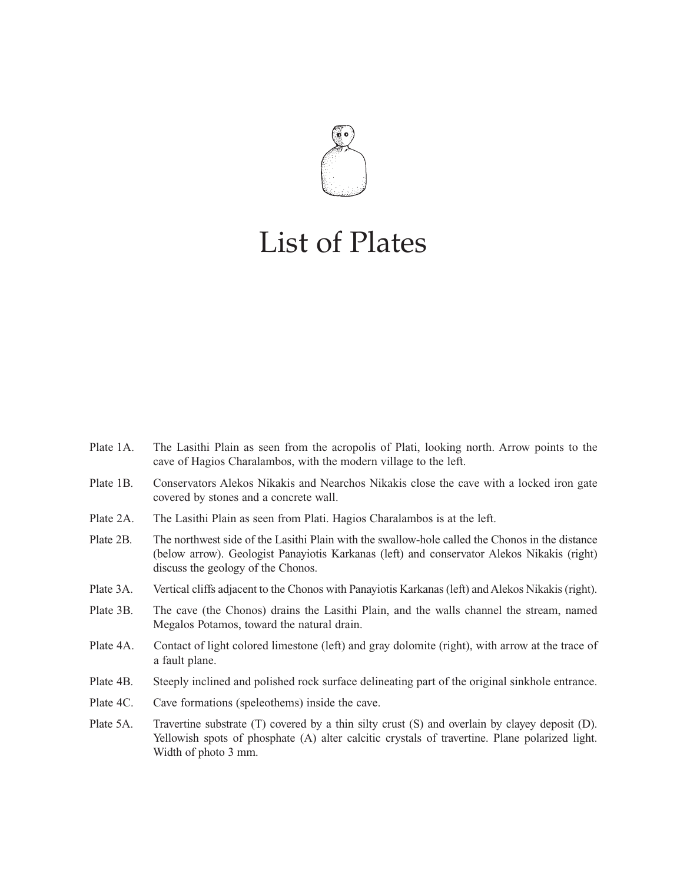# List of Plates

Plate 1A. The Lasithi Plain as seen from the acropolis of Plati, looking north. Arrow points to the cave of Hagios Charalambos, with the modern village to the left.

Plate 1B. Conservators Alekos Nikakis and Nearchos Nikakis close the cave with a locked iron gate covered by stones and a concrete wall.

Plate 2A. The Lasithi Plain as seen from Plati. Hagios Charalambos is at the left.

Plate 2B. The northwest side of the Lasithi Plain with the swallow-hole called the Chonos in the distance (below arrow). Geologist Panayiotis Karkanas (left) and conservator Alekos Nikakis (right) discuss the geology of the Chonos.

Plate 3A. Vertical cliffs adjacent to the Chonos with Panayiotis Karkanas (left) and Alekos Nikakis (right).

Plate 3B. The cave (the Chonos) drains the Lasithi Plain, and the walls channel the stream, named Megalos Potamos, toward the natural drain.

Plate 4A. Contact of light colored limestone (left) and gray dolomite (right), with arrow at the trace of a fault plane.

Plate 4B. Steeply inclined and polished rock surface delineating part of the original sinkhole entrance.

Plate 4C. Cave formations (speleothems) inside the cave.

Plate 5A. Travertine substrate (T) covered by a thin silty crust (S) and overlain by clayey deposit (D). Yellowish spots of phosphate (A) alter calcitic crystals of travertine. Plane polarized light. Width of photo 3 mm.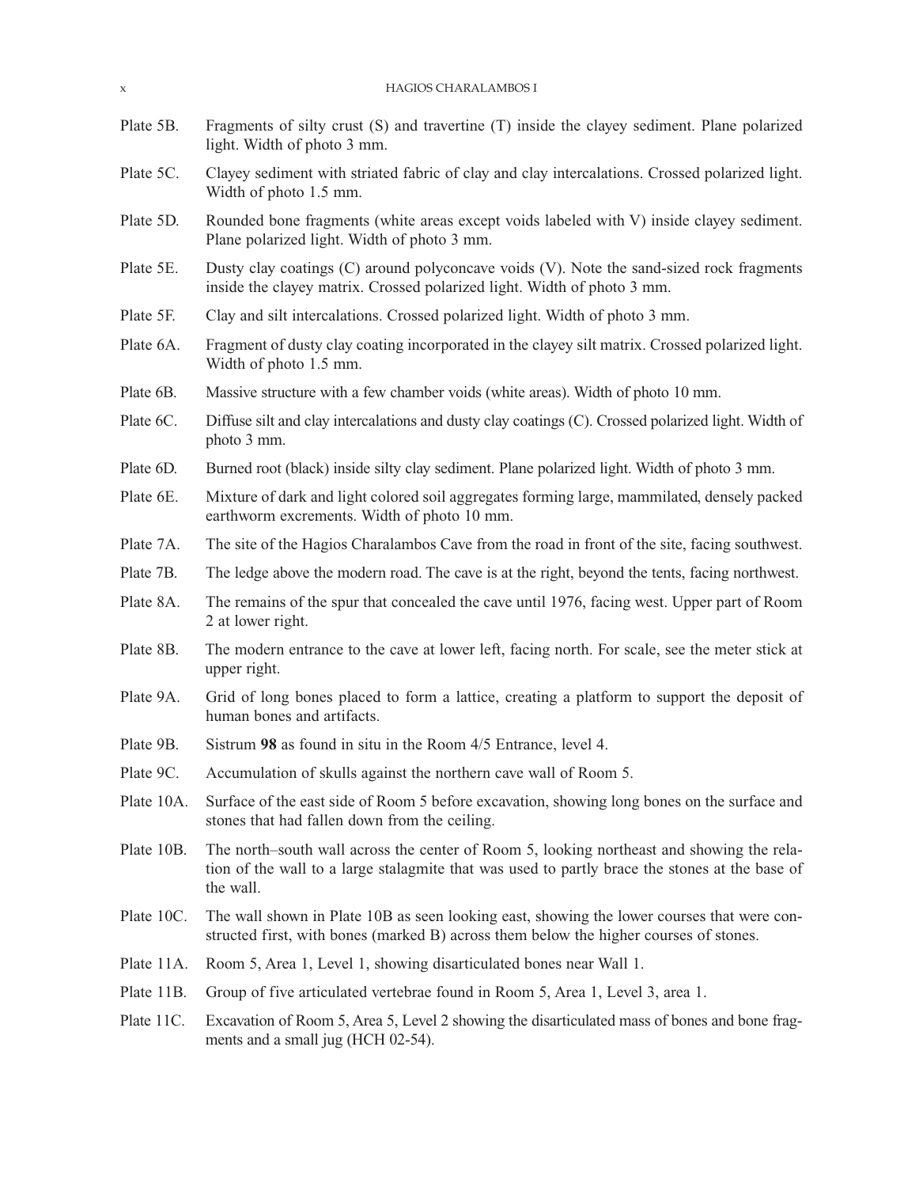Plate 5B. Fragments of silty crust (S) and travertine (T) inside the clayey sediment. Plane polarized light. Width of photo 3 mm.

Plate 5C. Clayey sediment with striated fabric of clay and clay intercalations. Crossed polarized light. Width of photo 1.5 mm.

Plate 5D. Rounded bone fragments (white areas except voids labeled with V) inside clayey sediment. Plane polarized light. Width of photo 3 mm.

Plate 5E. Dusty clay coatings (C) around polyconcave voids (V). Note the sand-sized rock fragments inside the clayey matrix. Crossed polarized light. Width of photo 3 mm.

Plate 5F. Clay and silt intercalations. Crossed polarized light. Width of photo 3 mm.

Plate 6A. Fragment of dusty clay coating incorporated in the clayey silt matrix. Crossed polarized light. Width of photo 1.5 mm.

Plate 6B. Massive structure with a few chamber voids (white areas). Width of photo 10 mm.

Plate 6C. Diffuse silt and clay intercalations and dusty clay coatings (C). Crossed polarized light. Width of photo 3 mm.

Plate 6D. Burned root (black) inside silty clay sediment. Plane polarized light. Width of photo 3 mm.

Plate 6E. Mixture of dark and light colored soil aggregates forming large, mammilated, densely packed earthworm excrements. Width of photo 10 mm.

Plate 7A. The site of the Hagios Charalambos Cave from the road in front of the site, facing southwest.

Plate 7B. The ledge above the modern road. The cave is at the right, beyond the tents, facing northwest.

Plate 8A. The remains of the spur that concealed the cave until 1976, facing west. Upper part of Room 2 at lower right.

Plate 8B. The modern entrance to the cave at lower left, facing north. For scale, see the meter stick at upper right.

Plate 9A. Grid of long bones placed to form a lattice, creating a platform to support the deposit of human bones and artifacts.

Plate 9B. Sistrum **98** as found in situ in the Room 4/5 Entrance, level 4.

Plate 9C. Accumulation of skulls against the northern cave wall of Room 5.

Plate 10A. Surface of the east side of Room 5 before excavation, showing long bones on the surface and stones that had fallen down from the ceiling.

Plate 10B. The north–south wall across the center of Room 5, looking northeast and showing the relation of the wall to a large stalagmite that was used to partly brace the stones at the base of the wall.

Plate 10C. The wall shown in Plate 10B as seen looking east, showing the lower courses that were constructed first, with bones (marked B) across them below the higher courses of stones.

Plate 11A. Room 5, Area 1, Level 1, showing disarticulated bones near Wall 1.

Plate 11B. Group of five articulated vertebrae found in Room 5, Area 1, Level 3, area 1.

Plate 11C. Excavation of Room 5, Area 5, Level 2 showing the disarticulated mass of bones and bone fragments and a small jug (HCH 02-54).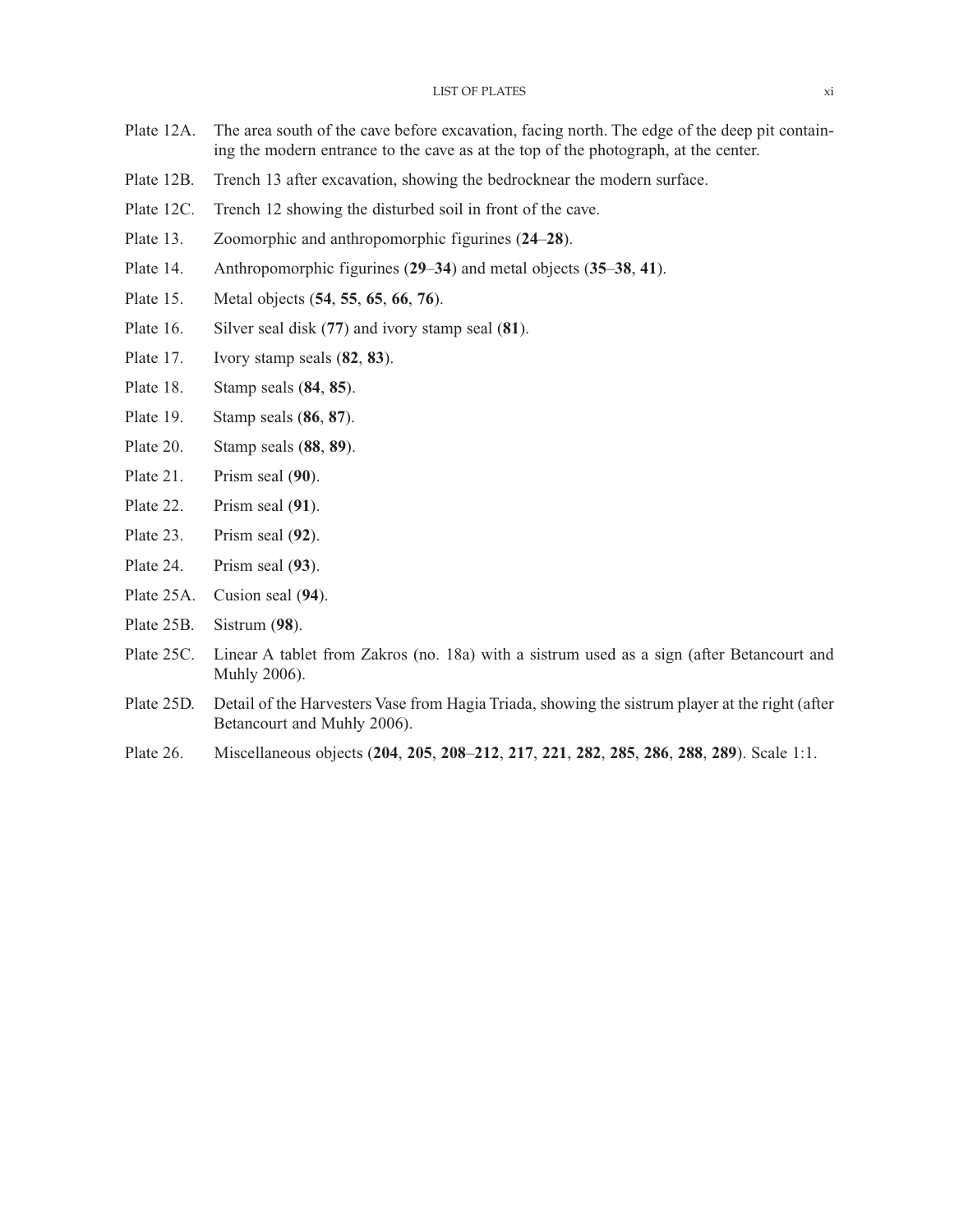Plate 12A. The area south of the cave before excavation, facing north. The edge of the deep pit containing the modern entrance to the cave as at the top of the photograph, at the center.

Plate 12B. Trench 13 after excavation, showing the bedrocknear the modern surface.

Plate 12C. Trench 12 showing the disturbed soil in front of the cave.

Plate 13. Zoomorphic and anthropomorphic figurines (**24**–**28**).

Plate 14. Anthropomorphic figurines (**29**–**34**) and metal objects (**35**–**38**, **41**).

Plate 15. Metal objects (**54**, **55**, **65**, **66**, **76**).

Plate 16. Silver seal disk (**77**) and ivory stamp seal (**81**).

Plate 17. Ivory stamp seals (**82**, **83**).

Plate 18. Stamp seals (**84**, **85**).

Plate 19. Stamp seals (**86**, **87**).

Plate 20. Stamp seals (**88**, **89**).

Plate 21. Prism seal (**90**).

Plate 22. Prism seal (**91**).

Plate 23. Prism seal (**92**).

Plate 24. Prism seal (**93**).

Plate 25A. Cusion seal (**94**).

Plate 25B. Sistrum (**98**).

Plate 25C. Linear A tablet from Zakros (no. 18a) with a sistrum used as a sign (after Betancourt and Muhly 2006).

Plate 25D. Detail of the Harvesters Vase from Hagia Triada, showing the sistrum player at the right (after Betancourt and Muhly 2006).

Plate 26. Miscellaneous objects (**204**, **205**, **208**–**212**, **217**, **221**, **282**, **285**, **286**, **288**, **289**). Scale 1:1.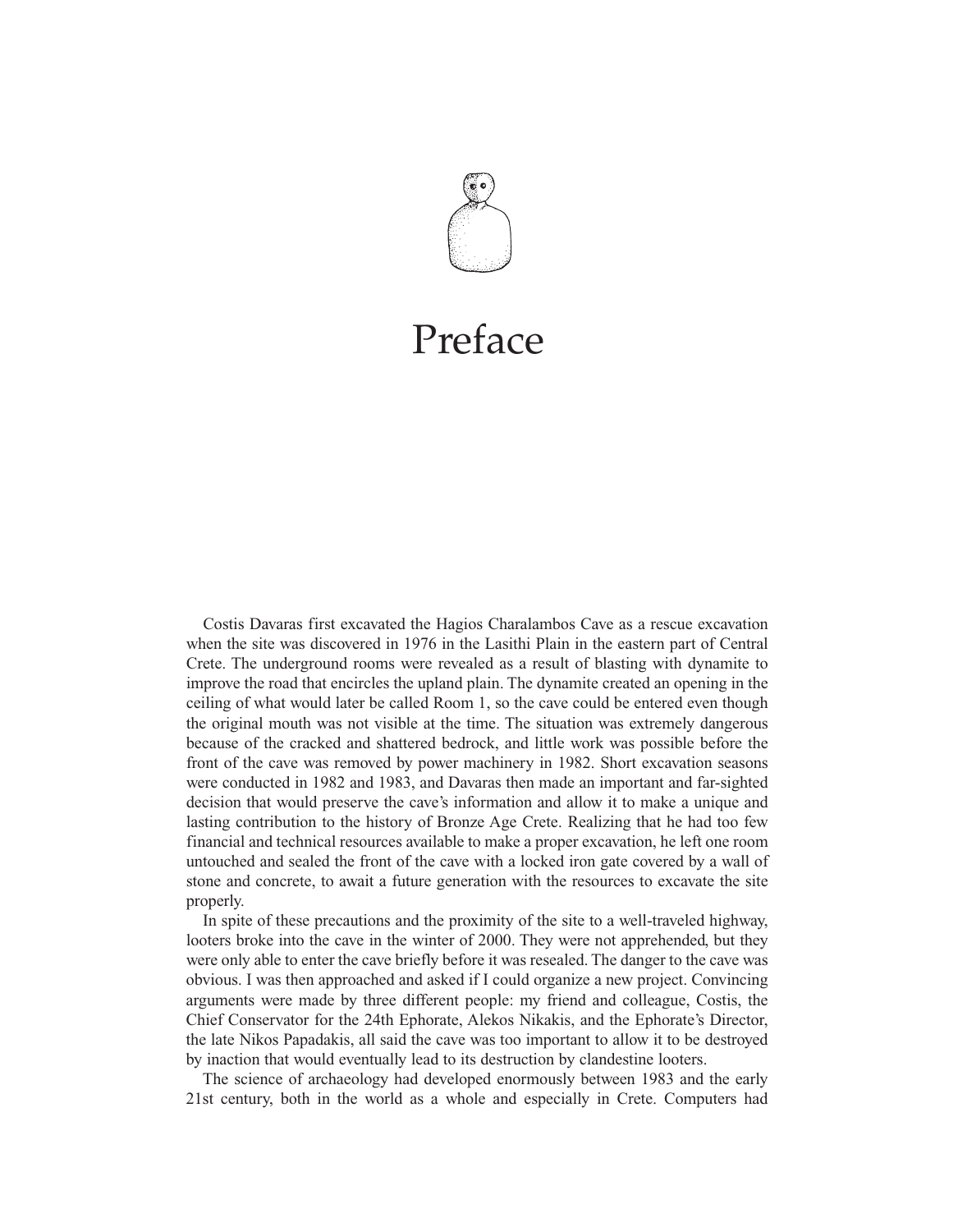# Preface

Costis Davaras first excavated the Hagios Charalambos Cave as a rescue excavation when the site was discovered in 1976 in the Lasithi Plain in the eastern part of Central Crete. The underground rooms were revealed as a result of blasting with dynamite to improve the road that encircles the upland plain. The dynamite created an opening in the ceiling of what would later be called Room 1, so the cave could be entered even though the original mouth was not visible at the time. The situation was extremely dangerous because of the cracked and shattered bedrock, and little work was possible before the front of the cave was removed by power machinery in 1982. Short excavation seasons were conducted in 1982 and 1983, and Davaras then made an important and far-sighted decision that would preserve the cave's information and allow it to make a unique and lasting contribution to the history of Bronze Age Crete. Realizing that he had too few financial and technical resources available to make a proper excavation, he left one room untouched and sealed the front of the cave with a locked iron gate covered by a wall of stone and concrete, to await a future generation with the resources to excavate the site properly.

In spite of these precautions and the proximity of the site to a well-traveled highway, looters broke into the cave in the winter of 2000. They were not apprehended, but they were only able to enter the cave briefly before it was resealed. The danger to the cave was obvious. I was then approached and asked if I could organize a new project. Convincing arguments were made by three different people: my friend and colleague, Costis, the Chief Conservator for the 24th Ephorate, Alekos Nikakis, and the Ephorate's Director, the late Nikos Papadakis, all said the cave was too important to allow it to be destroyed by inaction that would eventually lead to its destruction by clandestine looters.

The science of archaeology had developed enormously between 1983 and the early 21st century, both in the world as a whole and especially in Crete. Computers had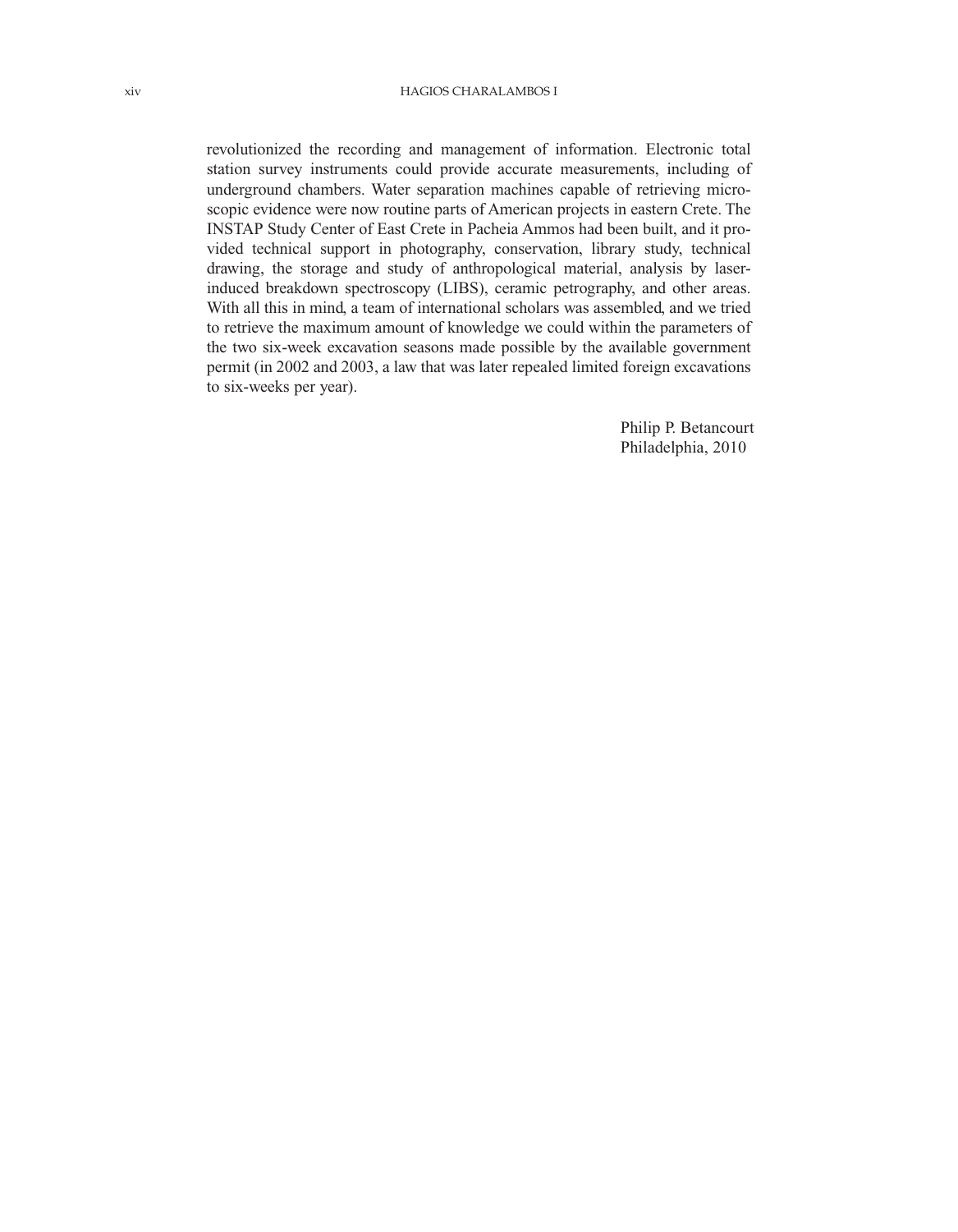revolutionized the recording and management of information. Electronic total station survey instruments could provide accurate measurements, including of underground chambers. Water separation machines capable of retrieving microscopic evidence were now routine parts of American projects in eastern Crete. The INSTAP Study Center of East Crete in Pacheia Ammos had been built, and it provided technical support in photography, conservation, library study, technical drawing, the storage and study of anthropological material, analysis by laser-induced breakdown spectroscopy (LIBS), ceramic petrography, and other areas. With all this in mind, a team of international scholars was assembled, and we tried to retrieve the maximum amount of knowledge we could within the parameters of the two six-week excavation seasons made possible by the available government permit (in 2002 and 2003, a law that was later repealed limited foreign excavations to six-weeks per year).

Philip P. Betancourt
Philadelphia, 2010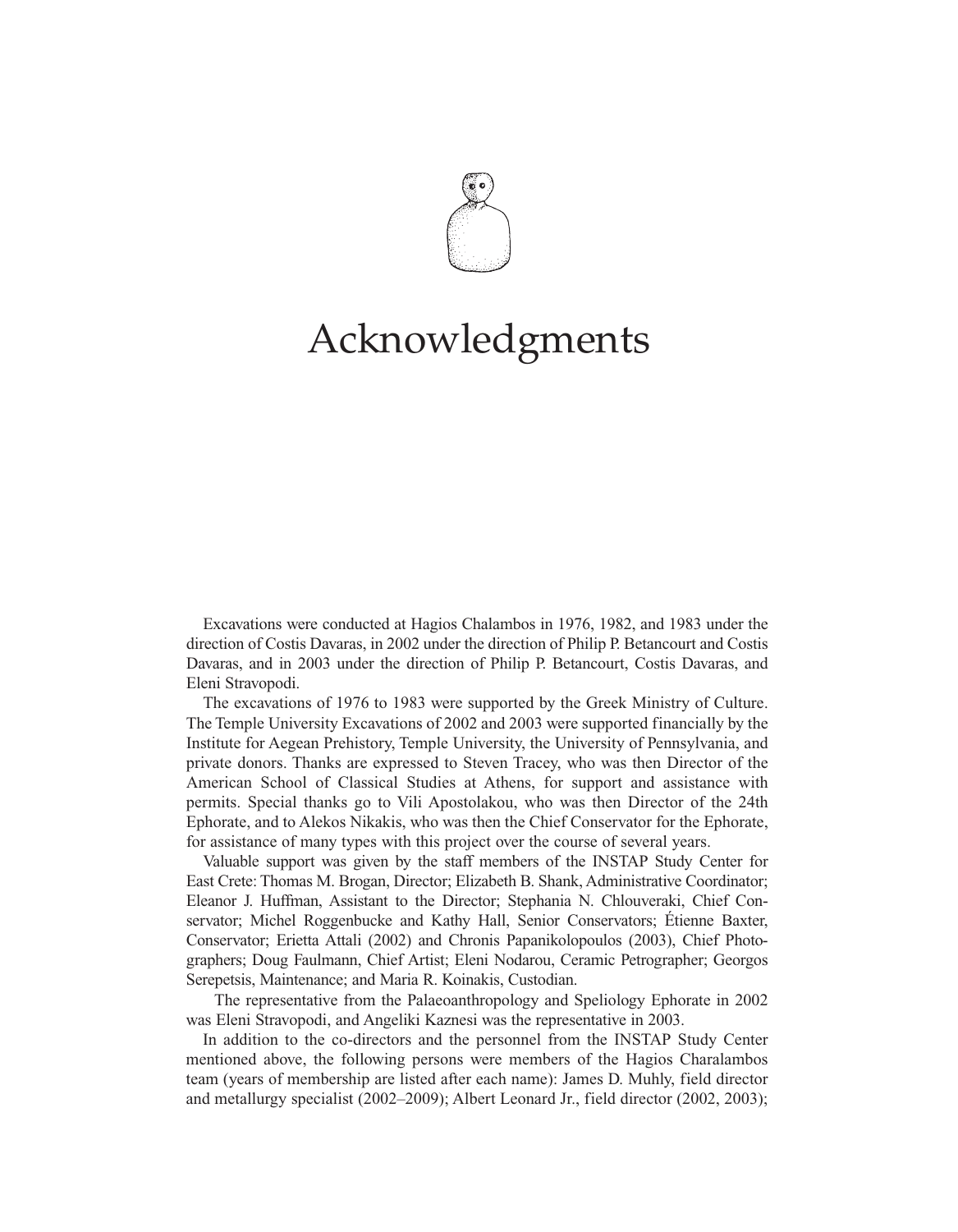# Acknowledgments

Excavations were conducted at Hagios Chalambos in 1976, 1982, and 1983 under the direction of Costis Davaras, in 2002 under the direction of Philip P. Betancourt and Costis Davaras, and in 2003 under the direction of Philip P. Betancourt, Costis Davaras, and Eleni Stravopodi.

The excavations of 1976 to 1983 were supported by the Greek Ministry of Culture. The Temple University Excavations of 2002 and 2003 were supported financially by the Institute for Aegean Prehistory, Temple University, the University of Pennsylvania, and private donors. Thanks are expressed to Steven Tracey, who was then Director of the American School of Classical Studies at Athens, for support and assistance with permits. Special thanks go to Vili Apostolakou, who was then Director of the 24th Ephorate, and to Alekos Nikakis, who was then the Chief Conservator for the Ephorate, for assistance of many types with this project over the course of several years.

Valuable support was given by the staff members of the INSTAP Study Center for East Crete: Thomas M. Brogan, Director; Elizabeth B. Shank, Administrative Coordinator; Eleanor J. Huffman, Assistant to the Director; Stephania N. Chlouveraki, Chief Conservator; Michel Roggenbucke and Kathy Hall, Senior Conservators; Étienne Baxter, Conservator; Erietta Attali (2002) and Chronis Papanikolopoulos (2003), Chief Photographers; Doug Faulmann, Chief Artist; Eleni Nodarou, Ceramic Petrographer; Georgos Serepetsis, Maintenance; and Maria R. Koinakis, Custodian.

The representative from the Palaeoanthropology and Speliology Ephorate in 2002 was Eleni Stravopodi, and Angeliki Kaznesi was the representative in 2003.

In addition to the co-directors and the personnel from the INSTAP Study Center mentioned above, the following persons were members of the Hagios Charalambos team (years of membership are listed after each name): James D. Muhly, field director and metallurgy specialist (2002–2009); Albert Leonard Jr., field director (2002, 2003);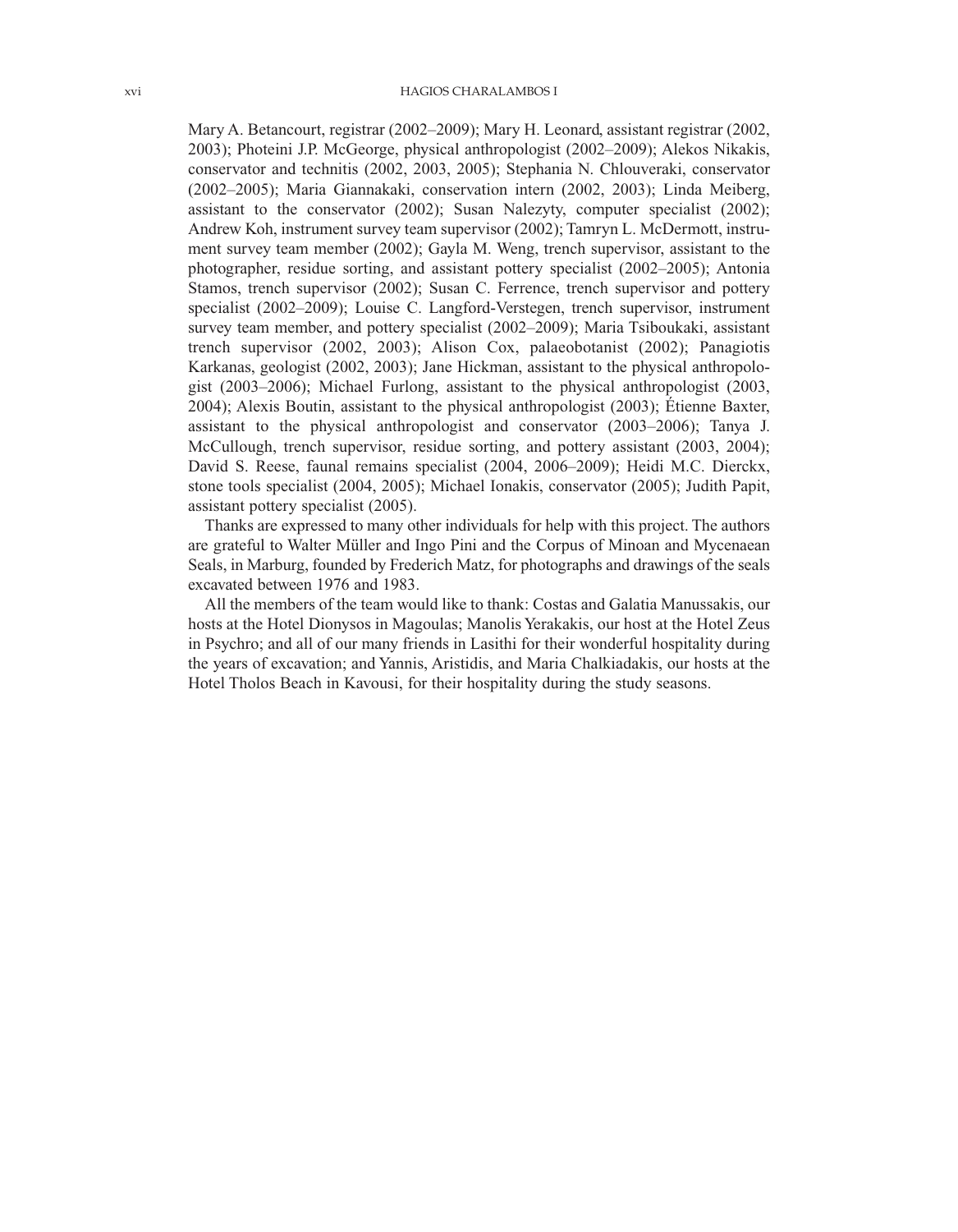Mary A. Betancourt, registrar (2002–2009); Mary H. Leonard, assistant registrar (2002, 2003); Photeini J.P. McGeorge, physical anthropologist (2002–2009); Alekos Nikakis, conservator and technitis (2002, 2003, 2005); Stephania N. Chlouveraki, conservator (2002–2005); Maria Giannakaki, conservation intern (2002, 2003); Linda Meiberg, assistant to the conservator (2002); Susan Nalezyty, computer specialist (2002); Andrew Koh, instrument survey team supervisor (2002); Tamryn L. McDermott, instrument survey team member (2002); Gayla M. Weng, trench supervisor, assistant to the photographer, residue sorting, and assistant pottery specialist (2002–2005); Antonia Stamos, trench supervisor (2002); Susan C. Ferrence, trench supervisor and pottery specialist (2002–2009); Louise C. Langford-Verstegen, trench supervisor, instrument survey team member, and pottery specialist (2002–2009); Maria Tsiboukaki, assistant trench supervisor (2002, 2003); Alison Cox, palaeobotanist (2002); Panagiotis Karkanas, geologist (2002, 2003); Jane Hickman, assistant to the physical anthropologist (2003–2006); Michael Furlong, assistant to the physical anthropologist (2003, 2004); Alexis Boutin, assistant to the physical anthropologist (2003); Étienne Baxter, assistant to the physical anthropologist and conservator (2003–2006); Tanya J. McCullough, trench supervisor, residue sorting, and pottery assistant (2003, 2004); David S. Reese, faunal remains specialist (2004, 2006–2009); Heidi M.C. Dierckx, stone tools specialist (2004, 2005); Michael Ionakis, conservator (2005); Judith Papit, assistant pottery specialist (2005).

Thanks are expressed to many other individuals for help with this project. The authors are grateful to Walter Müller and Ingo Pini and the Corpus of Minoan and Mycenaean Seals, in Marburg, founded by Frederich Matz, for photographs and drawings of the seals excavated between 1976 and 1983.

All the members of the team would like to thank: Costas and Galatia Manussakis, our hosts at the Hotel Dionysos in Magoulas; Manolis Yerakakis, our host at the Hotel Zeus in Psychro; and all of our many friends in Lasithi for their wonderful hospitality during the years of excavation; and Yannis, Aristidis, and Maria Chalkiadakis, our hosts at the Hotel Tholos Beach in Kavousi, for their hospitality during the study seasons.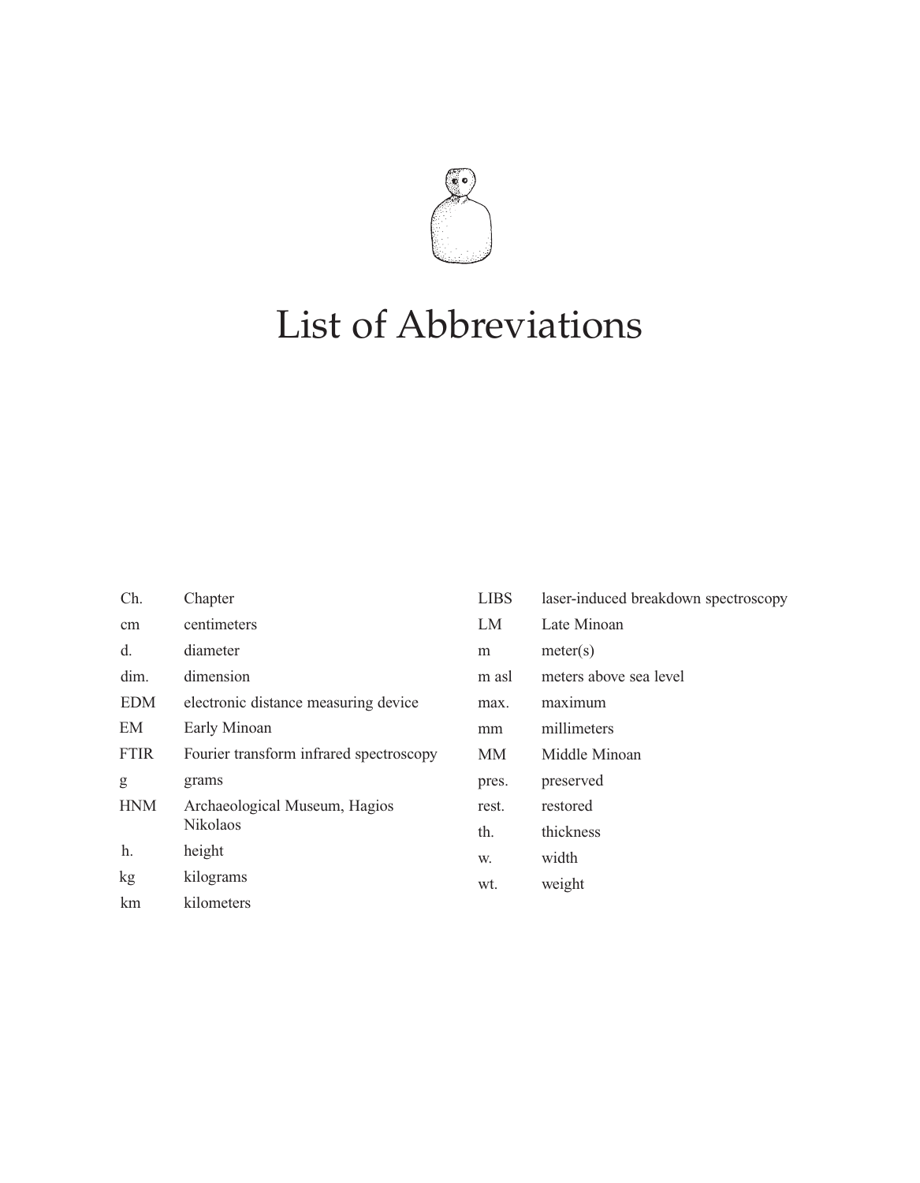# List of Abbreviations

| | |
|---|---|
| Ch. | Chapter |
| cm | centimeters |
| d. | diameter |
| dim. | dimension |
| EDM | electronic distance measuring device |
| EM | Early Minoan |
| FTIR | Fourier transform infrared spectroscopy |
| g | grams |
| HNM | Archaeological Museum, Hagios Nikolaos |
| h. | height |
| kg | kilograms |
| km | kilometers |
| LIBS | laser-induced breakdown spectroscopy |
| LM | Late Minoan |
| m | meter(s) |
| m asl | meters above sea level |
| max. | maximum |
| mm | millimeters |
| MM | Middle Minoan |
| pres. | preserved |
| rest. | restored |
| th. | thickness |
| w. | width |
| wt. | weight |